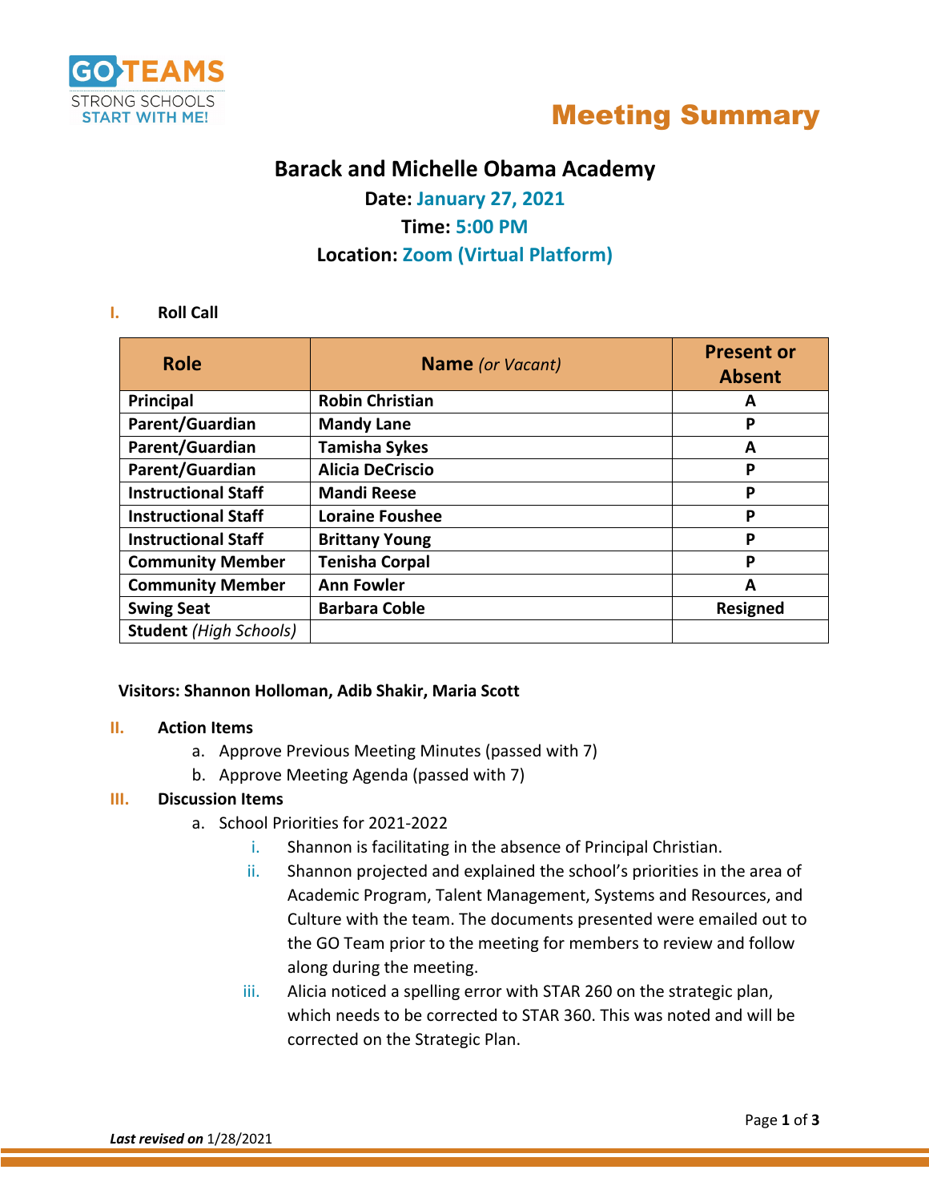GO TEAMS
STRONG SCHOOLS
START WITH ME!

# Meeting Summary

## Barack and Michelle Obama Academy

**Date:** January 27, 2021

**Time:** 5:00 PM

**Location:** Zoom (Virtual Platform)

## I. Roll Call

| Role | Name *(or Vacant)* | Present or Absent |
|---|---|---|
| **Principal** | **Robin Christian** | **A** |
| **Parent/Guardian** | **Mandy Lane** | **P** |
| **Parent/Guardian** | **Tamisha Sykes** | **A** |
| **Parent/Guardian** | **Alicia DeCriscio** | **P** |
| **Instructional Staff** | **Mandi Reese** | **P** |
| **Instructional Staff** | **Loraine Foushee** | **P** |
| **Instructional Staff** | **Brittany Young** | **P** |
| **Community Member** | **Tenisha Corpal** | **P** |
| **Community Member** | **Ann Fowler** | **A** |
| **Swing Seat** | **Barbara Coble** | **Resigned** |
| **Student** *(High Schools)* | | |

**Visitors: Shannon Holloman, Adib Shakir, Maria Scott**

## II. Action Items

a. Approve Previous Meeting Minutes (passed with 7)
b. Approve Meeting Agenda (passed with 7)

## III. Discussion Items

a. School Priorities for 2021-2022
   i. Shannon is facilitating in the absence of Principal Christian.
   ii. Shannon projected and explained the school's priorities in the area of Academic Program, Talent Management, Systems and Resources, and Culture with the team. The documents presented were emailed out to the GO Team prior to the meeting for members to review and follow along during the meeting.
   iii. Alicia noticed a spelling error with STAR 260 on the strategic plan, which needs to be corrected to STAR 360. This was noted and will be corrected on the Strategic Plan.

***Last revised on*** 1/28/2021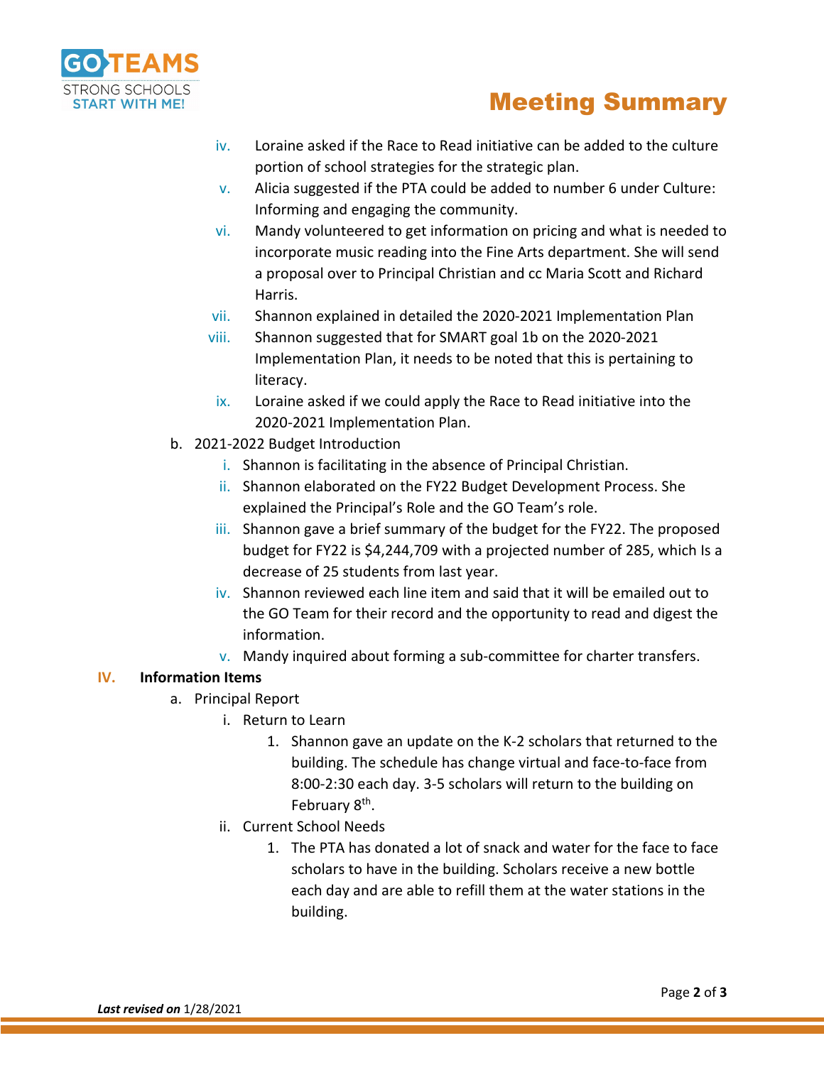iv. Loraine asked if the Race to Read initiative can be added to the culture portion of school strategies for the strategic plan.

v. Alicia suggested if the PTA could be added to number 6 under Culture: Informing and engaging the community.

vi. Mandy volunteered to get information on pricing and what is needed to incorporate music reading into the Fine Arts department. She will send a proposal over to Principal Christian and cc Maria Scott and Richard Harris.

vii. Shannon explained in detailed the 2020-2021 Implementation Plan

viii. Shannon suggested that for SMART goal 1b on the 2020-2021 Implementation Plan, it needs to be noted that this is pertaining to literacy.

ix. Loraine asked if we could apply the Race to Read initiative into the 2020-2021 Implementation Plan.

b. 2021-2022 Budget Introduction

i. Shannon is facilitating in the absence of Principal Christian.

ii. Shannon elaborated on the FY22 Budget Development Process. She explained the Principal's Role and the GO Team's role.

iii. Shannon gave a brief summary of the budget for the FY22. The proposed budget for FY22 is $4,244,709 with a projected number of 285, which Is a decrease of 25 students from last year.

iv. Shannon reviewed each line item and said that it will be emailed out to the GO Team for their record and the opportunity to read and digest the information.

v. Mandy inquired about forming a sub-committee for charter transfers.

## IV. Information Items

a. Principal Report

i. Return to Learn

1. Shannon gave an update on the K-2 scholars that returned to the building. The schedule has change virtual and face-to-face from 8:00-2:30 each day. 3-5 scholars will return to the building on February 8th.

ii. Current School Needs

1. The PTA has donated a lot of snack and water for the face to face scholars to have in the building. Scholars receive a new bottle each day and are able to refill them at the water stations in the building.

***Last revised on*** 1/28/2021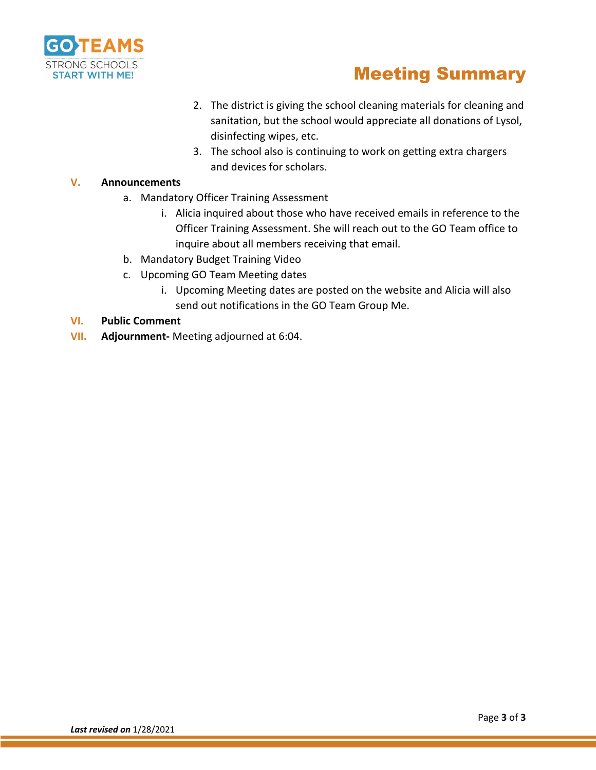2. The district is giving the school cleaning materials for cleaning and sanitation, but the school would appreciate all donations of Lysol, disinfecting wipes, etc.
3. The school also is continuing to work on getting extra chargers and devices for scholars.

**V. Announcements**

a. Mandatory Officer Training Assessment
   i. Alicia inquired about those who have received emails in reference to the Officer Training Assessment. She will reach out to the GO Team office to inquire about all members receiving that email.

b. Mandatory Budget Training Video

c. Upcoming GO Team Meeting dates
   i. Upcoming Meeting dates are posted on the website and Alicia will also send out notifications in the GO Team Group Me.

**VI. Public Comment**

**VII. Adjournment-** Meeting adjourned at 6:04.

***Last revised on*** 1/28/2021